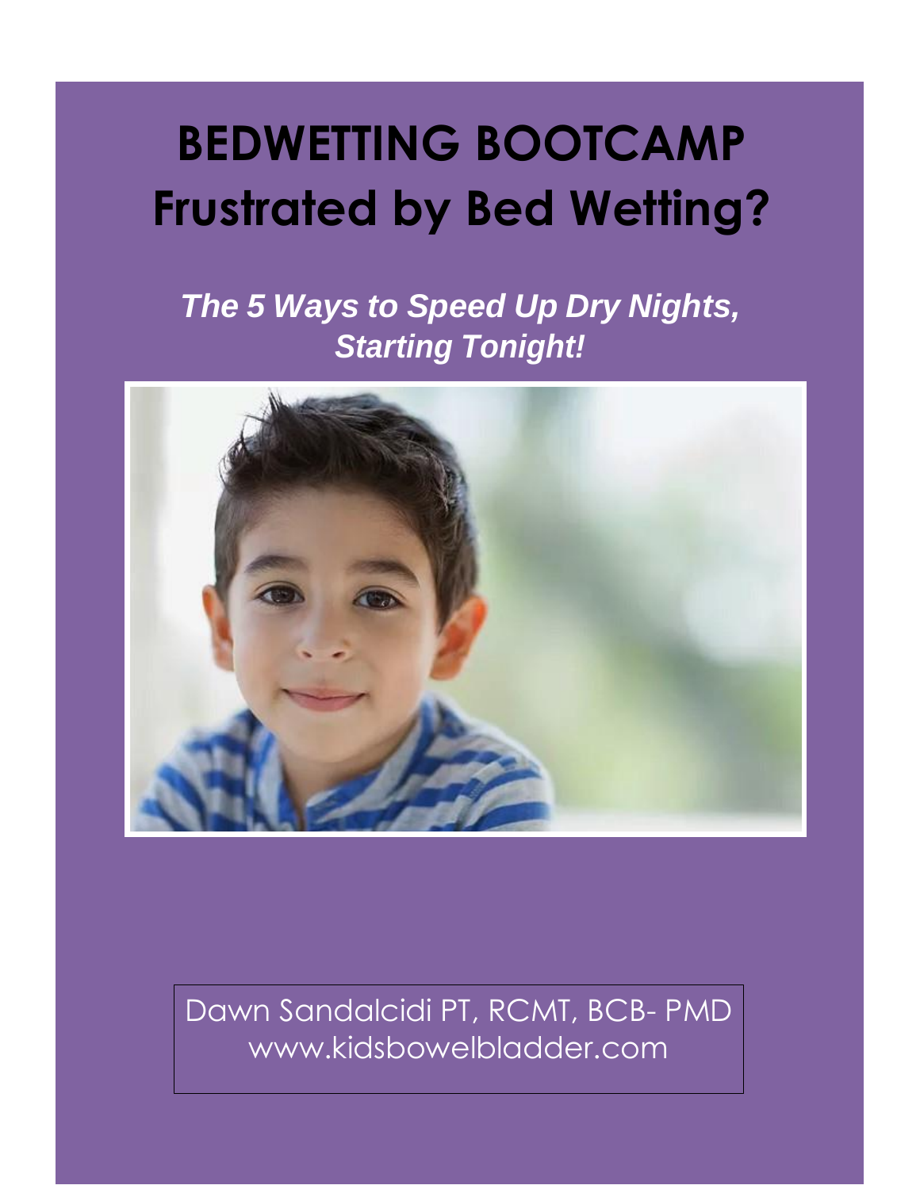# BEDWETTING BOOTCAMP
# Frustrated by Bed Wetting?

***The 5 Ways to Speed Up Dry Nights, Starting Tonight!***

Dawn Sandalcidi PT, RCMT, BCB- PMD
www.kidsbowelbladder.com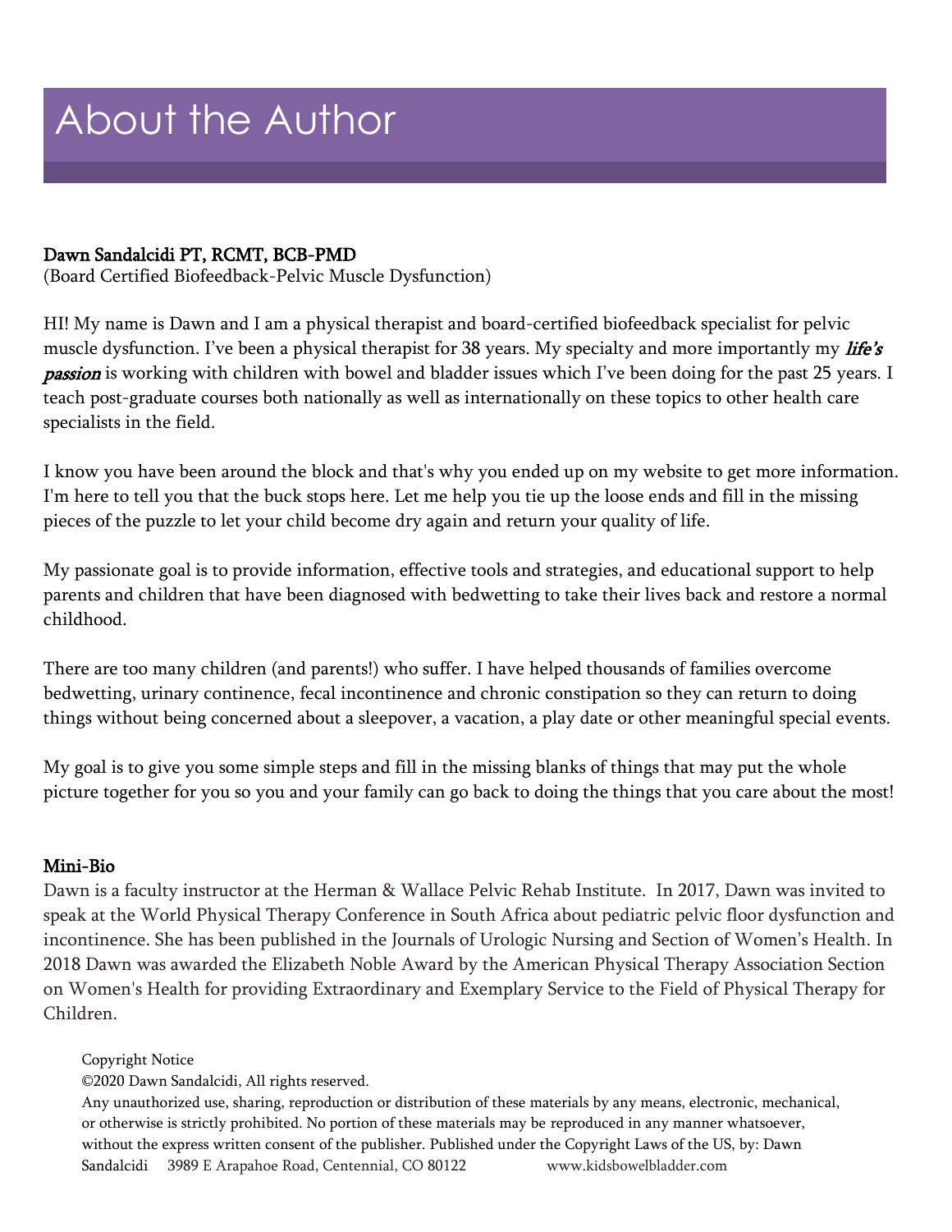# About the Author

**Dawn Sandalcidi PT, RCMT, BCB-PMD**
(Board Certified Biofeedback-Pelvic Muscle Dysfunction)

HI! My name is Dawn and I am a physical therapist and board-certified biofeedback specialist for pelvic muscle dysfunction. I've been a physical therapist for 38 years. My specialty and more importantly my ***life's passion*** is working with children with bowel and bladder issues which I've been doing for the past 25 years. I teach post-graduate courses both nationally as well as internationally on these topics to other health care specialists in the field.

I know you have been around the block and that's why you ended up on my website to get more information. I'm here to tell you that the buck stops here. Let me help you tie up the loose ends and fill in the missing pieces of the puzzle to let your child become dry again and return your quality of life.

My passionate goal is to provide information, effective tools and strategies, and educational support to help parents and children that have been diagnosed with bedwetting to take their lives back and restore a normal childhood.

There are too many children (and parents!) who suffer. I have helped thousands of families overcome bedwetting, urinary continence, fecal incontinence and chronic constipation so they can return to doing things without being concerned about a sleepover, a vacation, a play date or other meaningful special events.

My goal is to give you some simple steps and fill in the missing blanks of things that may put the whole picture together for you so you and your family can go back to doing the things that you care about the most!

**Mini-Bio**

Dawn is a faculty instructor at the Herman & Wallace Pelvic Rehab Institute. In 2017, Dawn was invited to speak at the World Physical Therapy Conference in South Africa about pediatric pelvic floor dysfunction and incontinence. She has been published in the Journals of Urologic Nursing and Section of Women's Health. In 2018 Dawn was awarded the Elizabeth Noble Award by the American Physical Therapy Association Section on Women's Health for providing Extraordinary and Exemplary Service to the Field of Physical Therapy for Children.

Copyright Notice
©2020 Dawn Sandalcidi, All rights reserved.
Any unauthorized use, sharing, reproduction or distribution of these materials by any means, electronic, mechanical, or otherwise is strictly prohibited. No portion of these materials may be reproduced in any manner whatsoever, without the express written consent of the publisher. Published under the Copyright Laws of the US, by: Dawn Sandalcidi 3989 E Arapahoe Road, Centennial, CO 80122 www.kidsbowelbladder.com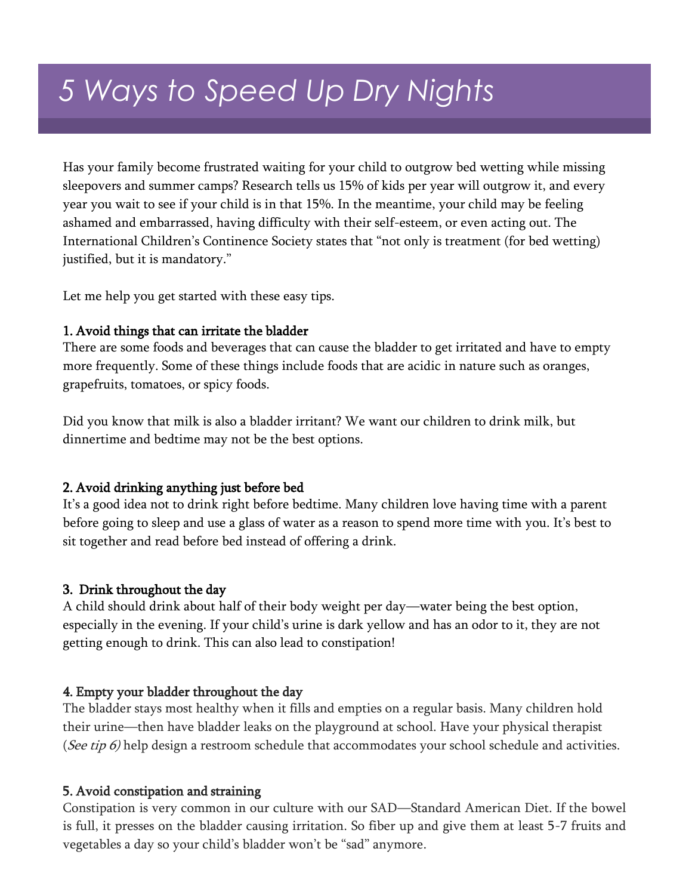# 5 Ways to Speed Up Dry Nights

Has your family become frustrated waiting for your child to outgrow bed wetting while missing sleepovers and summer camps? Research tells us 15% of kids per year will outgrow it, and every year you wait to see if your child is in that 15%. In the meantime, your child may be feeling ashamed and embarrassed, having difficulty with their self-esteem, or even acting out. The International Children's Continence Society states that "not only is treatment (for bed wetting) justified, but it is mandatory."

Let me help you get started with these easy tips.

### 1. Avoid things that can irritate the bladder

There are some foods and beverages that can cause the bladder to get irritated and have to empty more frequently. Some of these things include foods that are acidic in nature such as oranges, grapefruits, tomatoes, or spicy foods.

Did you know that milk is also a bladder irritant? We want our children to drink milk, but dinnertime and bedtime may not be the best options.

### 2. Avoid drinking anything just before bed

It's a good idea not to drink right before bedtime. Many children love having time with a parent before going to sleep and use a glass of water as a reason to spend more time with you. It's best to sit together and read before bed instead of offering a drink.

### 3. Drink throughout the day

A child should drink about half of their body weight per day—water being the best option, especially in the evening. If your child's urine is dark yellow and has an odor to it, they are not getting enough to drink. This can also lead to constipation!

### 4. Empty your bladder throughout the day

The bladder stays most healthy when it fills and empties on a regular basis. Many children hold their urine—then have bladder leaks on the playground at school. Have your physical therapist (*See tip 6)* help design a restroom schedule that accommodates your school schedule and activities.

### 5. Avoid constipation and straining

Constipation is very common in our culture with our SAD—Standard American Diet. If the bowel is full, it presses on the bladder causing irritation. So fiber up and give them at least 5-7 fruits and vegetables a day so your child's bladder won't be "sad" anymore.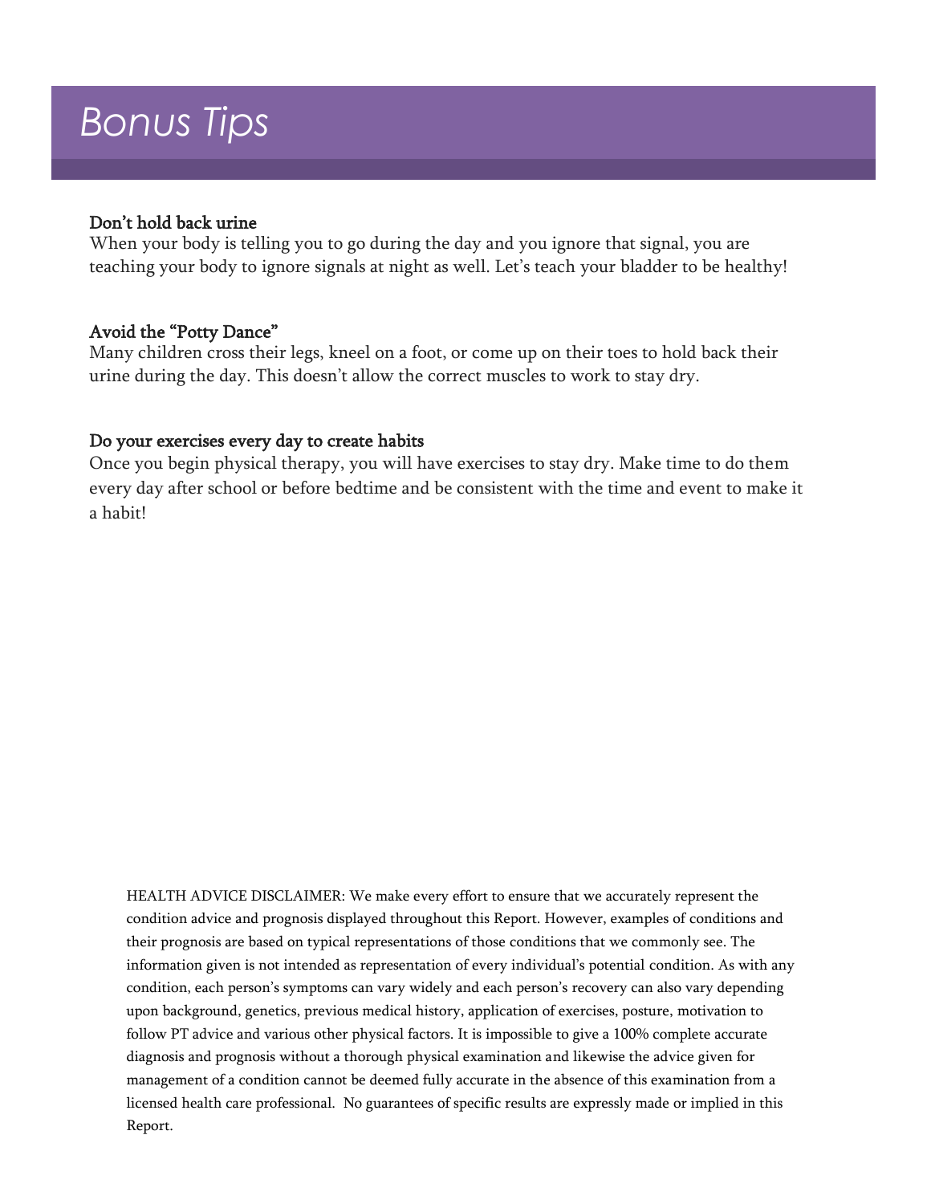# Bonus Tips

**Don't hold back urine**

When your body is telling you to go during the day and you ignore that signal, you are teaching your body to ignore signals at night as well. Let's teach your bladder to be healthy!

**Avoid the "Potty Dance"**

Many children cross their legs, kneel on a foot, or come up on their toes to hold back their urine during the day. This doesn't allow the correct muscles to work to stay dry.

**Do your exercises every day to create habits**

Once you begin physical therapy, you will have exercises to stay dry. Make time to do them every day after school or before bedtime and be consistent with the time and event to make it a habit!

HEALTH ADVICE DISCLAIMER: We make every effort to ensure that we accurately represent the condition advice and prognosis displayed throughout this Report. However, examples of conditions and their prognosis are based on typical representations of those conditions that we commonly see. The information given is not intended as representation of every individual's potential condition. As with any condition, each person's symptoms can vary widely and each person's recovery can also vary depending upon background, genetics, previous medical history, application of exercises, posture, motivation to follow PT advice and various other physical factors. It is impossible to give a 100% complete accurate diagnosis and prognosis without a thorough physical examination and likewise the advice given for management of a condition cannot be deemed fully accurate in the absence of this examination from a licensed health care professional. No guarantees of specific results are expressly made or implied in this Report.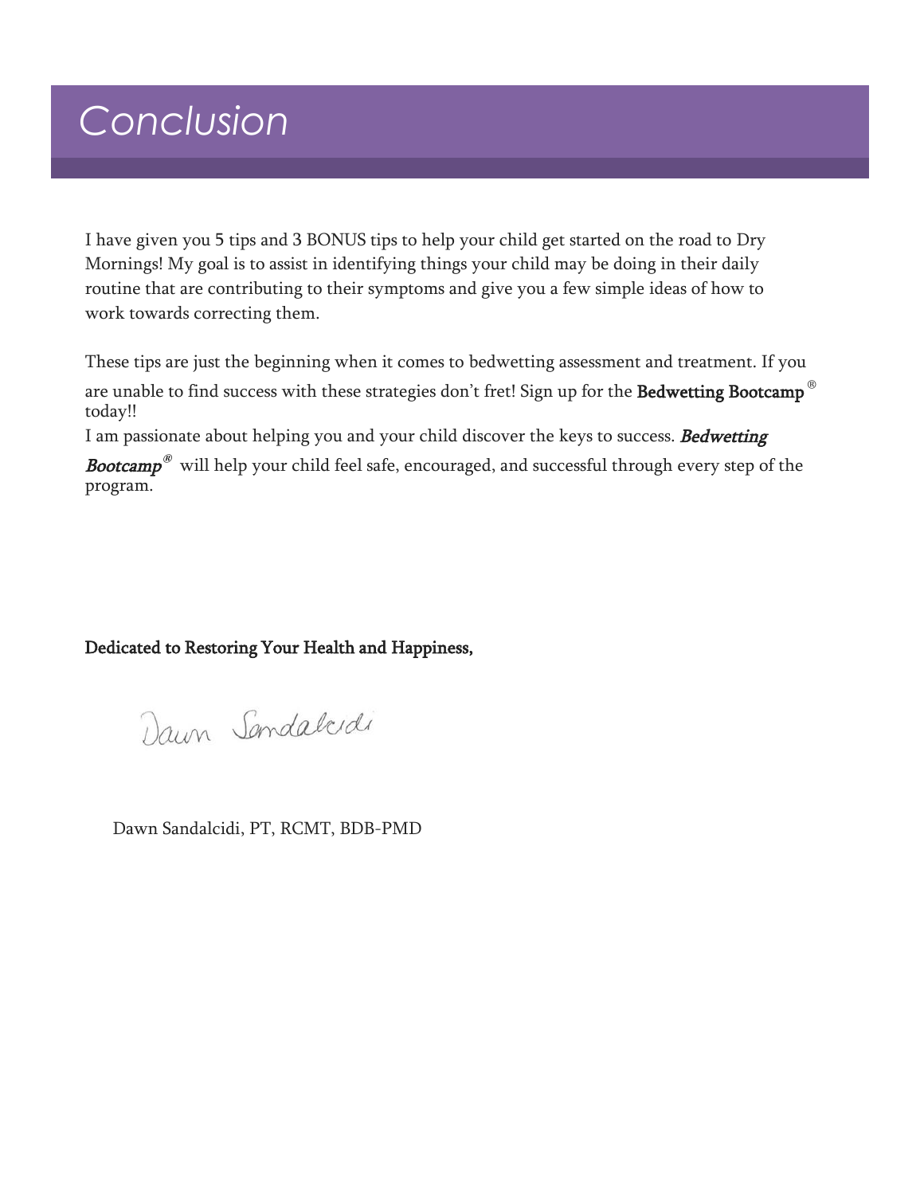# Conclusion

I have given you 5 tips and 3 BONUS tips to help your child get started on the road to Dry Mornings! My goal is to assist in identifying things your child may be doing in their daily routine that are contributing to their symptoms and give you a few simple ideas of how to work towards correcting them.

These tips are just the beginning when it comes to bedwetting assessment and treatment. If you are unable to find success with these strategies don't fret! Sign up for the **Bedwetting Bootcamp**® today!!

I am passionate about helping you and your child discover the keys to success. ***Bedwetting Bootcamp***® will help your child feel safe, encouraged, and successful through every step of the program.

**Dedicated to Restoring Your Health and Happiness,**

Dawn Sandalcidi

Dawn Sandalcidi, PT, RCMT, BDB-PMD